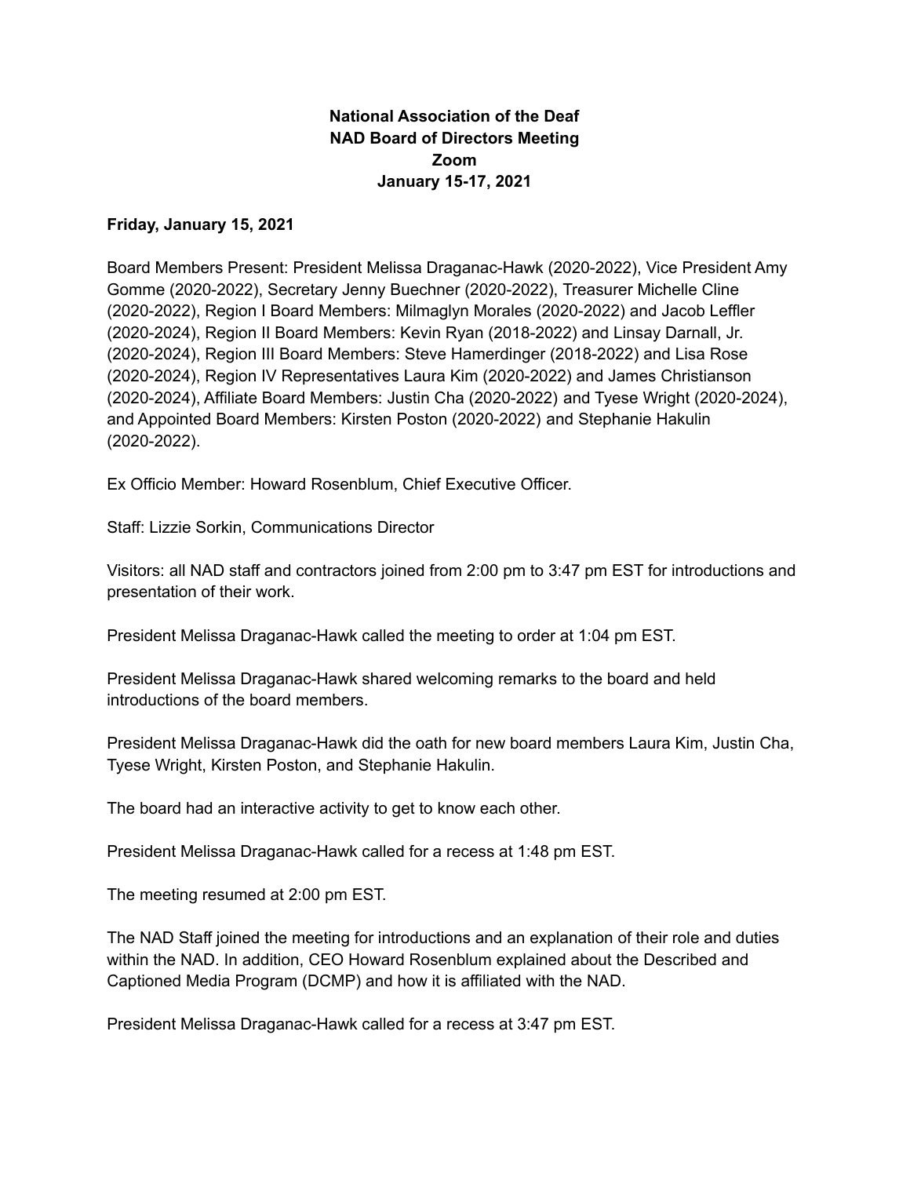# National Association of the Deaf
## NAD Board of Directors Meeting
## Zoom
## January 15-17, 2021

**Friday, January 15, 2021**

Board Members Present: President Melissa Draganac-Hawk (2020-2022), Vice President Amy Gomme (2020-2022), Secretary Jenny Buechner (2020-2022), Treasurer Michelle Cline (2020-2022), Region I Board Members: Milmaglyn Morales (2020-2022) and Jacob Leffler (2020-2024), Region II Board Members: Kevin Ryan (2018-2022) and Linsay Darnall, Jr. (2020-2024), Region III Board Members: Steve Hamerdinger (2018-2022) and Lisa Rose (2020-2024), Region IV Representatives Laura Kim (2020-2022) and James Christianson (2020-2024), Affiliate Board Members: Justin Cha (2020-2022) and Tyese Wright (2020-2024), and Appointed Board Members: Kirsten Poston (2020-2022) and Stephanie Hakulin (2020-2022).

Ex Officio Member: Howard Rosenblum, Chief Executive Officer.

Staff: Lizzie Sorkin, Communications Director

Visitors: all NAD staff and contractors joined from 2:00 pm to 3:47 pm EST for introductions and presentation of their work.

President Melissa Draganac-Hawk called the meeting to order at 1:04 pm EST.

President Melissa Draganac-Hawk shared welcoming remarks to the board and held introductions of the board members.

President Melissa Draganac-Hawk did the oath for new board members Laura Kim, Justin Cha, Tyese Wright, Kirsten Poston, and Stephanie Hakulin.

The board had an interactive activity to get to know each other.

President Melissa Draganac-Hawk called for a recess at 1:48 pm EST.

The meeting resumed at 2:00 pm EST.

The NAD Staff joined the meeting for introductions and an explanation of their role and duties within the NAD. In addition, CEO Howard Rosenblum explained about the Described and Captioned Media Program (DCMP) and how it is affiliated with the NAD.

President Melissa Draganac-Hawk called for a recess at 3:47 pm EST.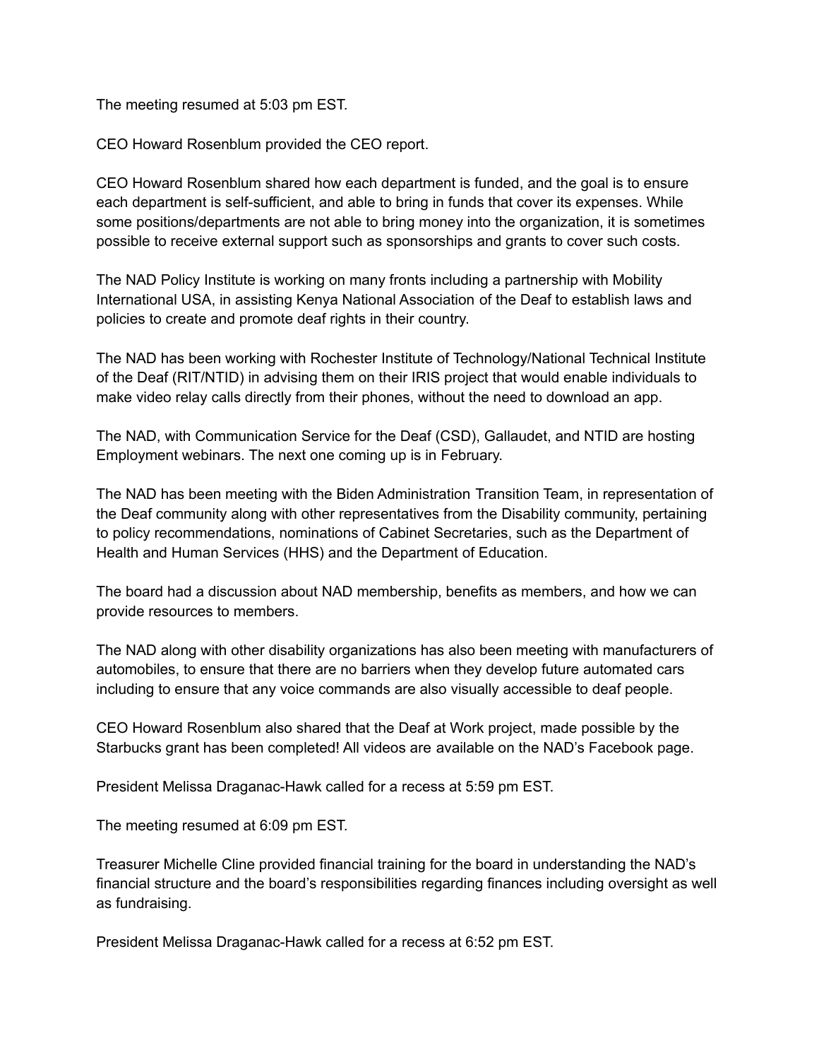The meeting resumed at 5:03 pm EST.

CEO Howard Rosenblum provided the CEO report.

CEO Howard Rosenblum shared how each department is funded, and the goal is to ensure each department is self-sufficient, and able to bring in funds that cover its expenses. While some positions/departments are not able to bring money into the organization, it is sometimes possible to receive external support such as sponsorships and grants to cover such costs.

The NAD Policy Institute is working on many fronts including a partnership with Mobility International USA, in assisting Kenya National Association of the Deaf to establish laws and policies to create and promote deaf rights in their country.

The NAD has been working with Rochester Institute of Technology/National Technical Institute of the Deaf (RIT/NTID) in advising them on their IRIS project that would enable individuals to make video relay calls directly from their phones, without the need to download an app.

The NAD, with Communication Service for the Deaf (CSD), Gallaudet, and NTID are hosting Employment webinars. The next one coming up is in February.

The NAD has been meeting with the Biden Administration Transition Team, in representation of the Deaf community along with other representatives from the Disability community, pertaining to policy recommendations, nominations of Cabinet Secretaries, such as the Department of Health and Human Services (HHS) and the Department of Education.

The board had a discussion about NAD membership, benefits as members, and how we can provide resources to members.

The NAD along with other disability organizations has also been meeting with manufacturers of automobiles, to ensure that there are no barriers when they develop future automated cars including to ensure that any voice commands are also visually accessible to deaf people.

CEO Howard Rosenblum also shared that the Deaf at Work project, made possible by the Starbucks grant has been completed! All videos are available on the NAD's Facebook page.

President Melissa Draganac-Hawk called for a recess at 5:59 pm EST.

The meeting resumed at 6:09 pm EST.

Treasurer Michelle Cline provided financial training for the board in understanding the NAD's financial structure and the board's responsibilities regarding finances including oversight as well as fundraising.

President Melissa Draganac-Hawk called for a recess at 6:52 pm EST.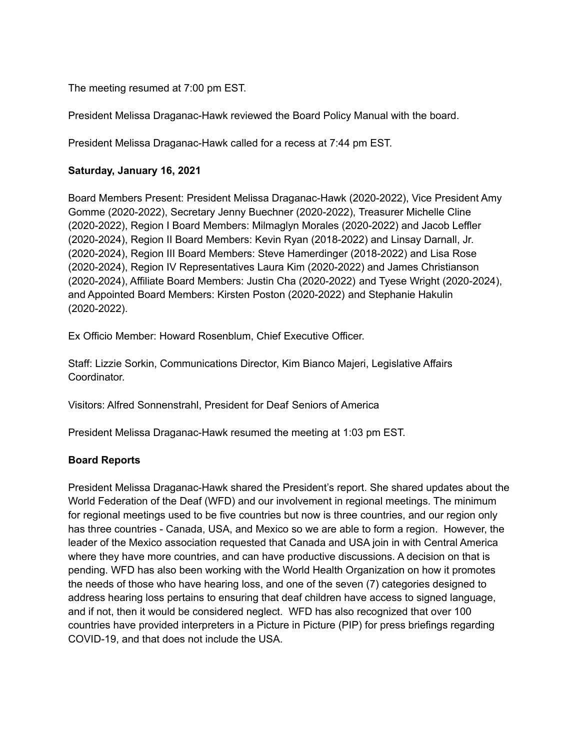The meeting resumed at 7:00 pm EST.

President Melissa Draganac-Hawk reviewed the Board Policy Manual with the board.

President Melissa Draganac-Hawk called for a recess at 7:44 pm EST.

**Saturday, January 16, 2021**

Board Members Present: President Melissa Draganac-Hawk (2020-2022), Vice President Amy Gomme (2020-2022), Secretary Jenny Buechner (2020-2022), Treasurer Michelle Cline (2020-2022), Region I Board Members: Milmaglyn Morales (2020-2022) and Jacob Leffler (2020-2024), Region II Board Members: Kevin Ryan (2018-2022) and Linsay Darnall, Jr. (2020-2024), Region III Board Members: Steve Hamerdinger (2018-2022) and Lisa Rose (2020-2024), Region IV Representatives Laura Kim (2020-2022) and James Christianson (2020-2024), Affiliate Board Members: Justin Cha (2020-2022) and Tyese Wright (2020-2024), and Appointed Board Members: Kirsten Poston (2020-2022) and Stephanie Hakulin (2020-2022).

Ex Officio Member: Howard Rosenblum, Chief Executive Officer.

Staff: Lizzie Sorkin, Communications Director, Kim Bianco Majeri, Legislative Affairs Coordinator.

Visitors: Alfred Sonnenstrahl, President for Deaf Seniors of America

President Melissa Draganac-Hawk resumed the meeting at 1:03 pm EST.

**Board Reports**

President Melissa Draganac-Hawk shared the President's report. She shared updates about the World Federation of the Deaf (WFD) and our involvement in regional meetings. The minimum for regional meetings used to be five countries but now is three countries, and our region only has three countries - Canada, USA, and Mexico so we are able to form a region. However, the leader of the Mexico association requested that Canada and USA join in with Central America where they have more countries, and can have productive discussions. A decision on that is pending. WFD has also been working with the World Health Organization on how it promotes the needs of those who have hearing loss, and one of the seven (7) categories designed to address hearing loss pertains to ensuring that deaf children have access to signed language, and if not, then it would be considered neglect. WFD has also recognized that over 100 countries have provided interpreters in a Picture in Picture (PIP) for press briefings regarding COVID-19, and that does not include the USA.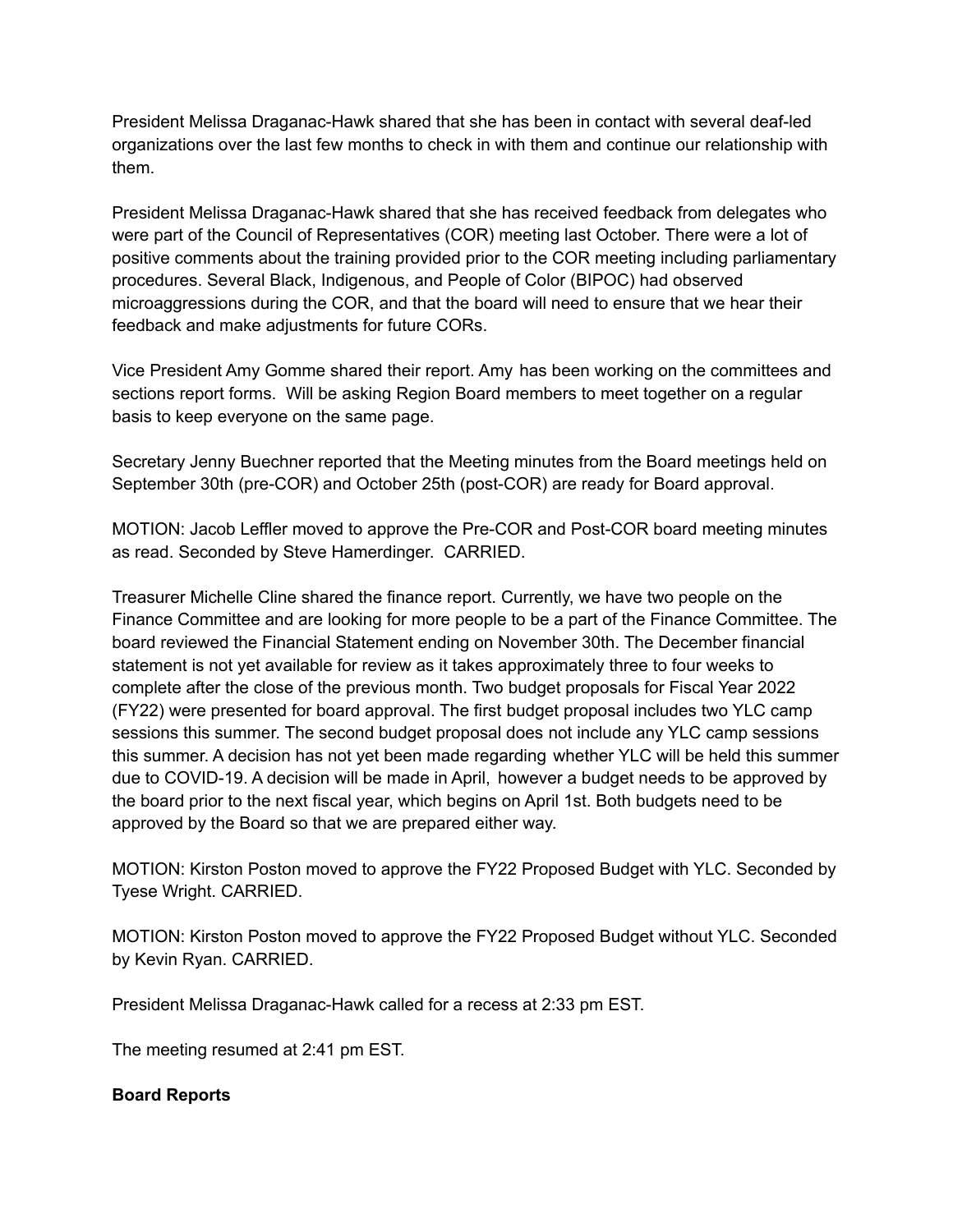President Melissa Draganac-Hawk shared that she has been in contact with several deaf-led organizations over the last few months to check in with them and continue our relationship with them.

President Melissa Draganac-Hawk shared that she has received feedback from delegates who were part of the Council of Representatives (COR) meeting last October. There were a lot of positive comments about the training provided prior to the COR meeting including parliamentary procedures. Several Black, Indigenous, and People of Color (BIPOC) had observed microaggressions during the COR, and that the board will need to ensure that we hear their feedback and make adjustments for future CORs.

Vice President Amy Gomme shared their report. Amy has been working on the committees and sections report forms. Will be asking Region Board members to meet together on a regular basis to keep everyone on the same page.

Secretary Jenny Buechner reported that the Meeting minutes from the Board meetings held on September 30th (pre-COR) and October 25th (post-COR) are ready for Board approval.

MOTION: Jacob Leffler moved to approve the Pre-COR and Post-COR board meeting minutes as read. Seconded by Steve Hamerdinger. CARRIED.

Treasurer Michelle Cline shared the finance report. Currently, we have two people on the Finance Committee and are looking for more people to be a part of the Finance Committee. The board reviewed the Financial Statement ending on November 30th. The December financial statement is not yet available for review as it takes approximately three to four weeks to complete after the close of the previous month. Two budget proposals for Fiscal Year 2022 (FY22) were presented for board approval. The first budget proposal includes two YLC camp sessions this summer. The second budget proposal does not include any YLC camp sessions this summer. A decision has not yet been made regarding whether YLC will be held this summer due to COVID-19. A decision will be made in April, however a budget needs to be approved by the board prior to the next fiscal year, which begins on April 1st. Both budgets need to be approved by the Board so that we are prepared either way.

MOTION: Kirston Poston moved to approve the FY22 Proposed Budget with YLC. Seconded by Tyese Wright. CARRIED.

MOTION: Kirston Poston moved to approve the FY22 Proposed Budget without YLC. Seconded by Kevin Ryan. CARRIED.

President Melissa Draganac-Hawk called for a recess at 2:33 pm EST.

The meeting resumed at 2:41 pm EST.

**Board Reports**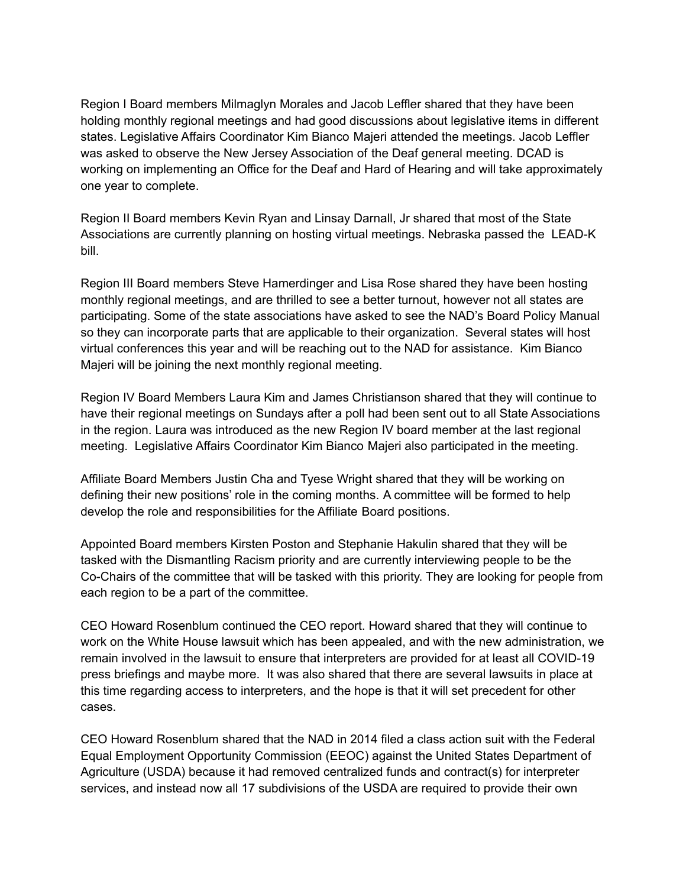Region I Board members Milmaglyn Morales and Jacob Leffler shared that they have been holding monthly regional meetings and had good discussions about legislative items in different states. Legislative Affairs Coordinator Kim Bianco Majeri attended the meetings. Jacob Leffler was asked to observe the New Jersey Association of the Deaf general meeting. DCAD is working on implementing an Office for the Deaf and Hard of Hearing and will take approximately one year to complete.

Region II Board members Kevin Ryan and Linsay Darnall, Jr shared that most of the State Associations are currently planning on hosting virtual meetings. Nebraska passed the LEAD-K bill.

Region III Board members Steve Hamerdinger and Lisa Rose shared they have been hosting monthly regional meetings, and are thrilled to see a better turnout, however not all states are participating. Some of the state associations have asked to see the NAD's Board Policy Manual so they can incorporate parts that are applicable to their organization. Several states will host virtual conferences this year and will be reaching out to the NAD for assistance. Kim Bianco Majeri will be joining the next monthly regional meeting.

Region IV Board Members Laura Kim and James Christianson shared that they will continue to have their regional meetings on Sundays after a poll had been sent out to all State Associations in the region. Laura was introduced as the new Region IV board member at the last regional meeting. Legislative Affairs Coordinator Kim Bianco Majeri also participated in the meeting.

Affiliate Board Members Justin Cha and Tyese Wright shared that they will be working on defining their new positions' role in the coming months. A committee will be formed to help develop the role and responsibilities for the Affiliate Board positions.

Appointed Board members Kirsten Poston and Stephanie Hakulin shared that they will be tasked with the Dismantling Racism priority and are currently interviewing people to be the Co-Chairs of the committee that will be tasked with this priority. They are looking for people from each region to be a part of the committee.

CEO Howard Rosenblum continued the CEO report. Howard shared that they will continue to work on the White House lawsuit which has been appealed, and with the new administration, we remain involved in the lawsuit to ensure that interpreters are provided for at least all COVID-19 press briefings and maybe more. It was also shared that there are several lawsuits in place at this time regarding access to interpreters, and the hope is that it will set precedent for other cases.

CEO Howard Rosenblum shared that the NAD in 2014 filed a class action suit with the Federal Equal Employment Opportunity Commission (EEOC) against the United States Department of Agriculture (USDA) because it had removed centralized funds and contract(s) for interpreter services, and instead now all 17 subdivisions of the USDA are required to provide their own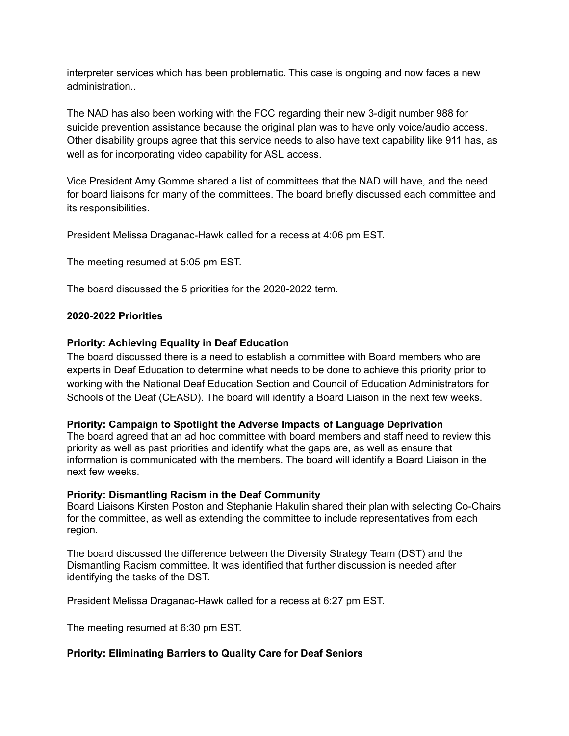interpreter services which has been problematic. This case is ongoing and now faces a new administration..

The NAD has also been working with the FCC regarding their new 3-digit number 988 for suicide prevention assistance because the original plan was to have only voice/audio access. Other disability groups agree that this service needs to also have text capability like 911 has, as well as for incorporating video capability for ASL access.

Vice President Amy Gomme shared a list of committees that the NAD will have, and the need for board liaisons for many of the committees. The board briefly discussed each committee and its responsibilities.

President Melissa Draganac-Hawk called for a recess at 4:06 pm EST.

The meeting resumed at 5:05 pm EST.

The board discussed the 5 priorities for the 2020-2022 term.

**2020-2022 Priorities**

**Priority: Achieving Equality in Deaf Education**

The board discussed there is a need to establish a committee with Board members who are experts in Deaf Education to determine what needs to be done to achieve this priority prior to working with the National Deaf Education Section and Council of Education Administrators for Schools of the Deaf (CEASD). The board will identify a Board Liaison in the next few weeks.

**Priority: Campaign to Spotlight the Adverse Impacts of Language Deprivation**

The board agreed that an ad hoc committee with board members and staff need to review this priority as well as past priorities and identify what the gaps are, as well as ensure that information is communicated with the members. The board will identify a Board Liaison in the next few weeks.

**Priority: Dismantling Racism in the Deaf Community**

Board Liaisons Kirsten Poston and Stephanie Hakulin shared their plan with selecting Co-Chairs for the committee, as well as extending the committee to include representatives from each region.

The board discussed the difference between the Diversity Strategy Team (DST) and the Dismantling Racism committee. It was identified that further discussion is needed after identifying the tasks of the DST.

President Melissa Draganac-Hawk called for a recess at 6:27 pm EST.

The meeting resumed at 6:30 pm EST.

**Priority: Eliminating Barriers to Quality Care for Deaf Seniors**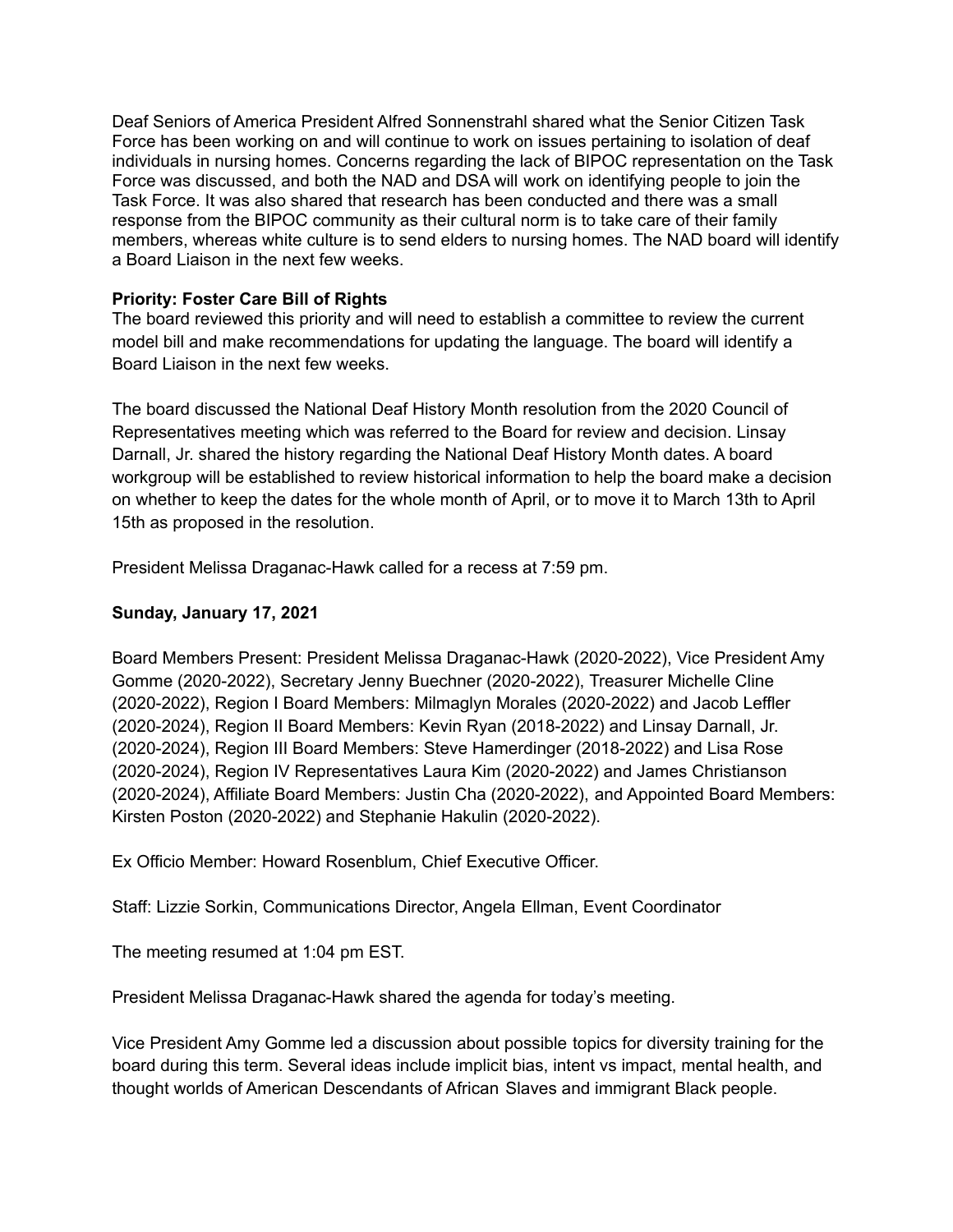Deaf Seniors of America President Alfred Sonnenstrahl shared what the Senior Citizen Task Force has been working on and will continue to work on issues pertaining to isolation of deaf individuals in nursing homes. Concerns regarding the lack of BIPOC representation on the Task Force was discussed, and both the NAD and DSA will work on identifying people to join the Task Force. It was also shared that research has been conducted and there was a small response from the BIPOC community as their cultural norm is to take care of their family members, whereas white culture is to send elders to nursing homes. The NAD board will identify a Board Liaison in the next few weeks.

**Priority: Foster Care Bill of Rights**

The board reviewed this priority and will need to establish a committee to review the current model bill and make recommendations for updating the language. The board will identify a Board Liaison in the next few weeks.

The board discussed the National Deaf History Month resolution from the 2020 Council of Representatives meeting which was referred to the Board for review and decision. Linsay Darnall, Jr. shared the history regarding the National Deaf History Month dates. A board workgroup will be established to review historical information to help the board make a decision on whether to keep the dates for the whole month of April, or to move it to March 13th to April 15th as proposed in the resolution.

President Melissa Draganac-Hawk called for a recess at 7:59 pm.

**Sunday, January 17, 2021**

Board Members Present: President Melissa Draganac-Hawk (2020-2022), Vice President Amy Gomme (2020-2022), Secretary Jenny Buechner (2020-2022), Treasurer Michelle Cline (2020-2022), Region I Board Members: Milmaglyn Morales (2020-2022) and Jacob Leffler (2020-2024), Region II Board Members: Kevin Ryan (2018-2022) and Linsay Darnall, Jr. (2020-2024), Region III Board Members: Steve Hamerdinger (2018-2022) and Lisa Rose (2020-2024), Region IV Representatives Laura Kim (2020-2022) and James Christianson (2020-2024), Affiliate Board Members: Justin Cha (2020-2022), and Appointed Board Members: Kirsten Poston (2020-2022) and Stephanie Hakulin (2020-2022).

Ex Officio Member: Howard Rosenblum, Chief Executive Officer.

Staff: Lizzie Sorkin, Communications Director, Angela Ellman, Event Coordinator

The meeting resumed at 1:04 pm EST.

President Melissa Draganac-Hawk shared the agenda for today's meeting.

Vice President Amy Gomme led a discussion about possible topics for diversity training for the board during this term. Several ideas include implicit bias, intent vs impact, mental health, and thought worlds of American Descendants of African Slaves and immigrant Black people.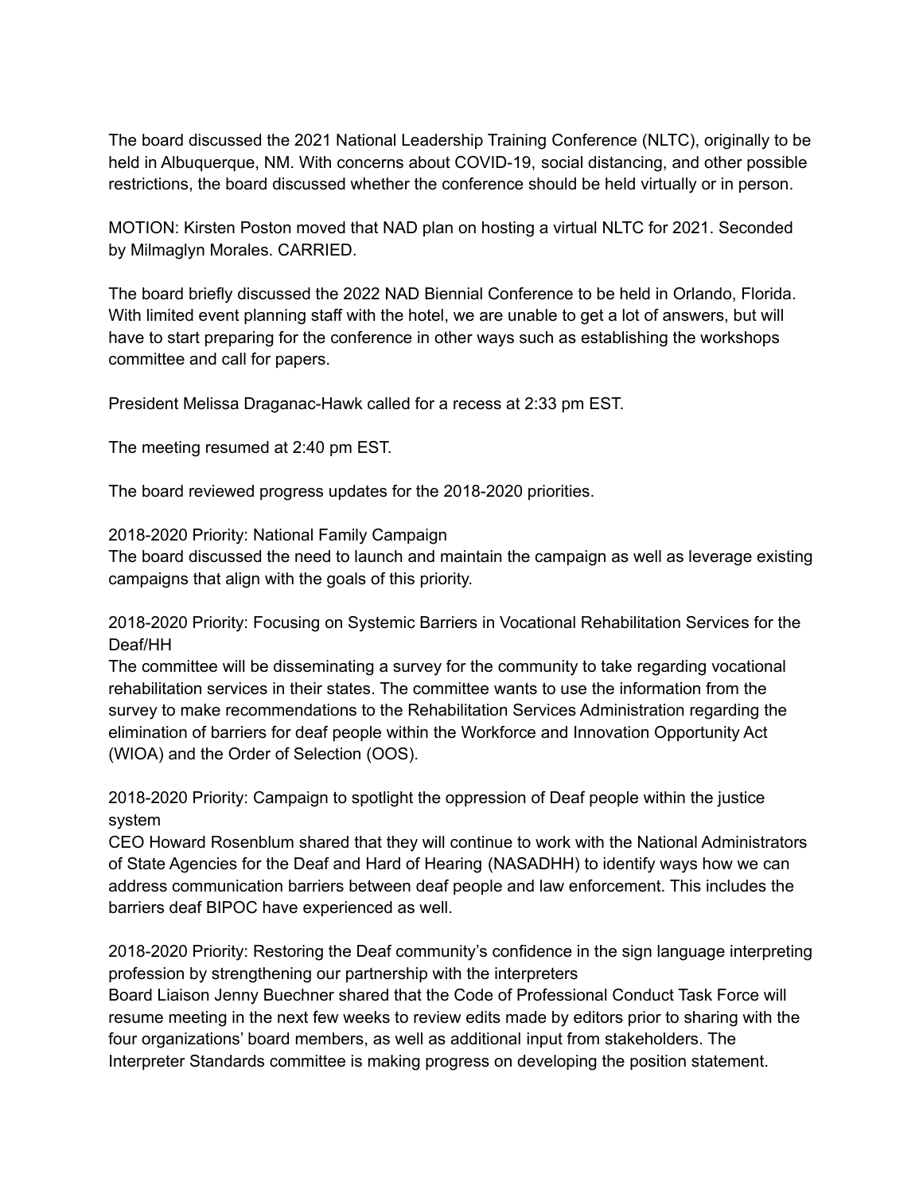The board discussed the 2021 National Leadership Training Conference (NLTC), originally to be held in Albuquerque, NM. With concerns about COVID-19, social distancing, and other possible restrictions, the board discussed whether the conference should be held virtually or in person.

MOTION: Kirsten Poston moved that NAD plan on hosting a virtual NLTC for 2021. Seconded by Milmaglyn Morales. CARRIED.

The board briefly discussed the 2022 NAD Biennial Conference to be held in Orlando, Florida. With limited event planning staff with the hotel, we are unable to get a lot of answers, but will have to start preparing for the conference in other ways such as establishing the workshops committee and call for papers.

President Melissa Draganac-Hawk called for a recess at 2:33 pm EST.

The meeting resumed at 2:40 pm EST.

The board reviewed progress updates for the 2018-2020 priorities.

2018-2020 Priority: National Family Campaign
The board discussed the need to launch and maintain the campaign as well as leverage existing campaigns that align with the goals of this priority.

2018-2020 Priority: Focusing on Systemic Barriers in Vocational Rehabilitation Services for the Deaf/HH
The committee will be disseminating a survey for the community to take regarding vocational rehabilitation services in their states. The committee wants to use the information from the survey to make recommendations to the Rehabilitation Services Administration regarding the elimination of barriers for deaf people within the Workforce and Innovation Opportunity Act (WIOA) and the Order of Selection (OOS).

2018-2020 Priority: Campaign to spotlight the oppression of Deaf people within the justice system
CEO Howard Rosenblum shared that they will continue to work with the National Administrators of State Agencies for the Deaf and Hard of Hearing (NASADHH) to identify ways how we can address communication barriers between deaf people and law enforcement. This includes the barriers deaf BIPOC have experienced as well.

2018-2020 Priority: Restoring the Deaf community's confidence in the sign language interpreting profession by strengthening our partnership with the interpreters
Board Liaison Jenny Buechner shared that the Code of Professional Conduct Task Force will resume meeting in the next few weeks to review edits made by editors prior to sharing with the four organizations' board members, as well as additional input from stakeholders. The Interpreter Standards committee is making progress on developing the position statement.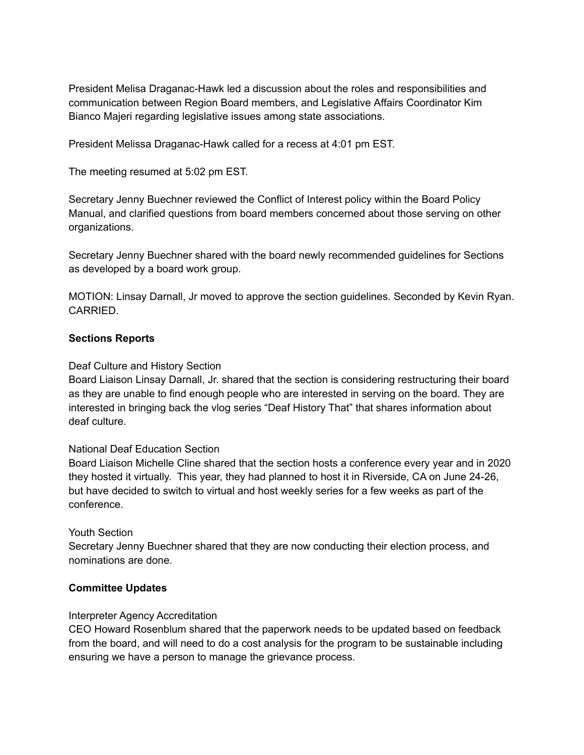President Melisa Draganac-Hawk led a discussion about the roles and responsibilities and communication between Region Board members, and Legislative Affairs Coordinator Kim Bianco Majeri regarding legislative issues among state associations.

President Melissa Draganac-Hawk called for a recess at 4:01 pm EST.

The meeting resumed at 5:02 pm EST.

Secretary Jenny Buechner reviewed the Conflict of Interest policy within the Board Policy Manual, and clarified questions from board members concerned about those serving on other organizations.

Secretary Jenny Buechner shared with the board newly recommended guidelines for Sections as developed by a board work group.

MOTION: Linsay Darnall, Jr moved to approve the section guidelines. Seconded by Kevin Ryan. CARRIED.

**Sections Reports**

Deaf Culture and History Section
Board Liaison Linsay Darnall, Jr. shared that the section is considering restructuring their board as they are unable to find enough people who are interested in serving on the board. They are interested in bringing back the vlog series "Deaf History That" that shares information about deaf culture.

National Deaf Education Section
Board Liaison Michelle Cline shared that the section hosts a conference every year and in 2020 they hosted it virtually. This year, they had planned to host it in Riverside, CA on June 24-26, but have decided to switch to virtual and host weekly series for a few weeks as part of the conference.

Youth Section
Secretary Jenny Buechner shared that they are now conducting their election process, and nominations are done.

**Committee Updates**

Interpreter Agency Accreditation
CEO Howard Rosenblum shared that the paperwork needs to be updated based on feedback from the board, and will need to do a cost analysis for the program to be sustainable including ensuring we have a person to manage the grievance process.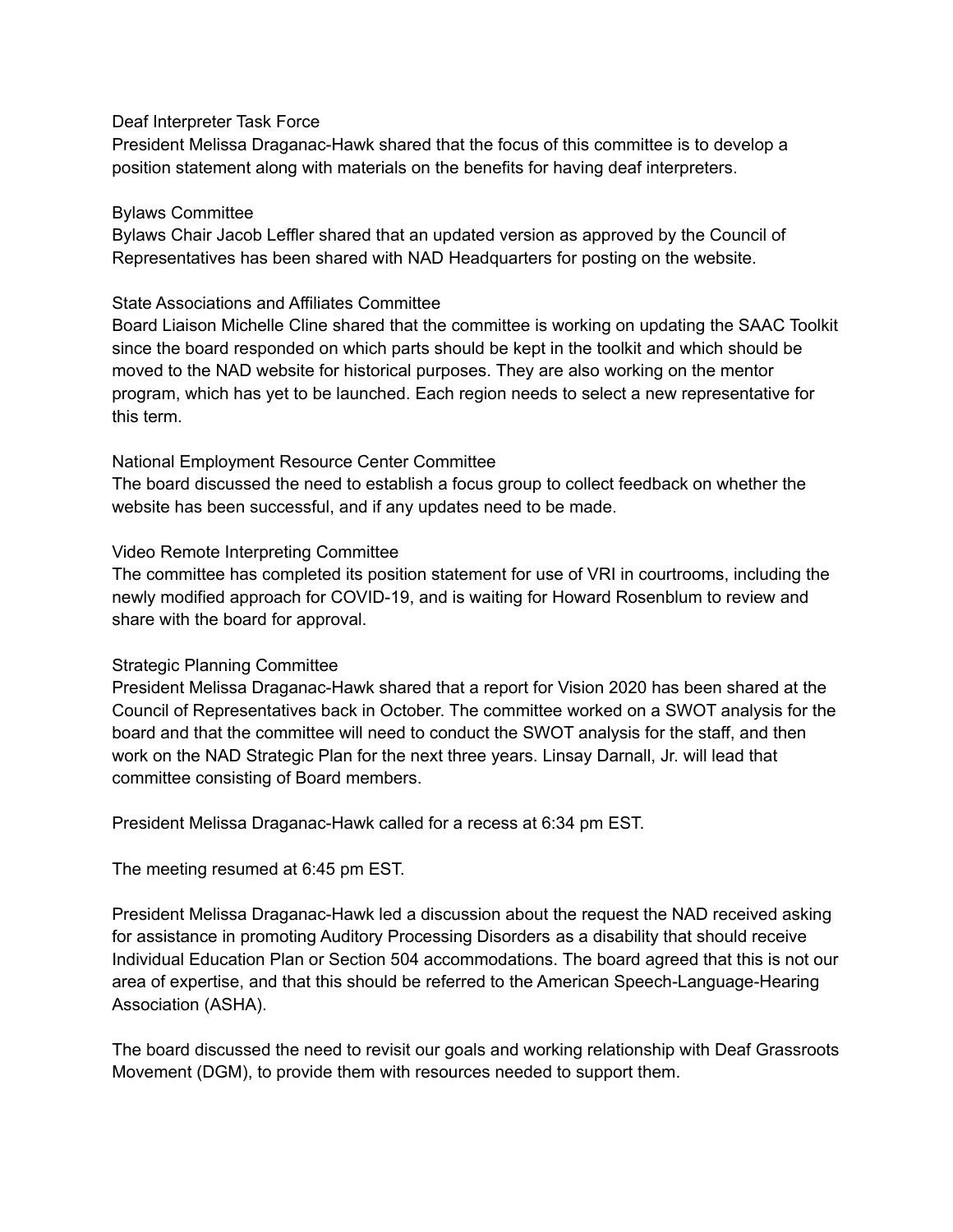### Deaf Interpreter Task Force

President Melissa Draganac-Hawk shared that the focus of this committee is to develop a position statement along with materials on the benefits for having deaf interpreters.

### Bylaws Committee

Bylaws Chair Jacob Leffler shared that an updated version as approved by the Council of Representatives has been shared with NAD Headquarters for posting on the website.

### State Associations and Affiliates Committee

Board Liaison Michelle Cline shared that the committee is working on updating the SAAC Toolkit since the board responded on which parts should be kept in the toolkit and which should be moved to the NAD website for historical purposes. They are also working on the mentor program, which has yet to be launched. Each region needs to select a new representative for this term.

### National Employment Resource Center Committee

The board discussed the need to establish a focus group to collect feedback on whether the website has been successful, and if any updates need to be made.

### Video Remote Interpreting Committee

The committee has completed its position statement for use of VRI in courtrooms, including the newly modified approach for COVID-19, and is waiting for Howard Rosenblum to review and share with the board for approval.

### Strategic Planning Committee

President Melissa Draganac-Hawk shared that a report for Vision 2020 has been shared at the Council of Representatives back in October. The committee worked on a SWOT analysis for the board and that the committee will need to conduct the SWOT analysis for the staff, and then work on the NAD Strategic Plan for the next three years. Linsay Darnall, Jr. will lead that committee consisting of Board members.

President Melissa Draganac-Hawk called for a recess at 6:34 pm EST.

The meeting resumed at 6:45 pm EST.

President Melissa Draganac-Hawk led a discussion about the request the NAD received asking for assistance in promoting Auditory Processing Disorders as a disability that should receive Individual Education Plan or Section 504 accommodations. The board agreed that this is not our area of expertise, and that this should be referred to the American Speech-Language-Hearing Association (ASHA).

The board discussed the need to revisit our goals and working relationship with Deaf Grassroots Movement (DGM), to provide them with resources needed to support them.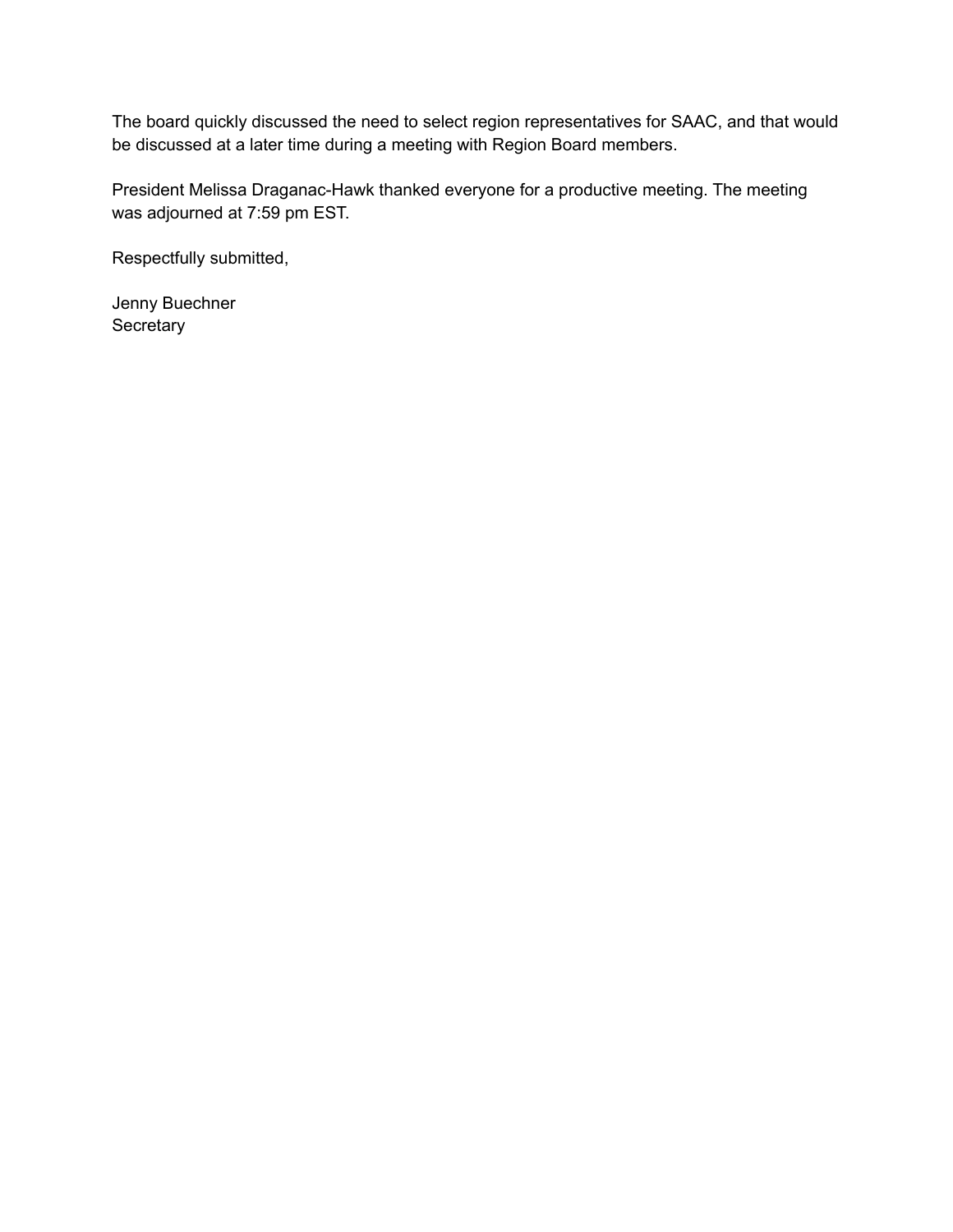The board quickly discussed the need to select region representatives for SAAC, and that would be discussed at a later time during a meeting with Region Board members.

President Melissa Draganac-Hawk thanked everyone for a productive meeting. The meeting was adjourned at 7:59 pm EST.

Respectfully submitted,

Jenny Buechner
Secretary